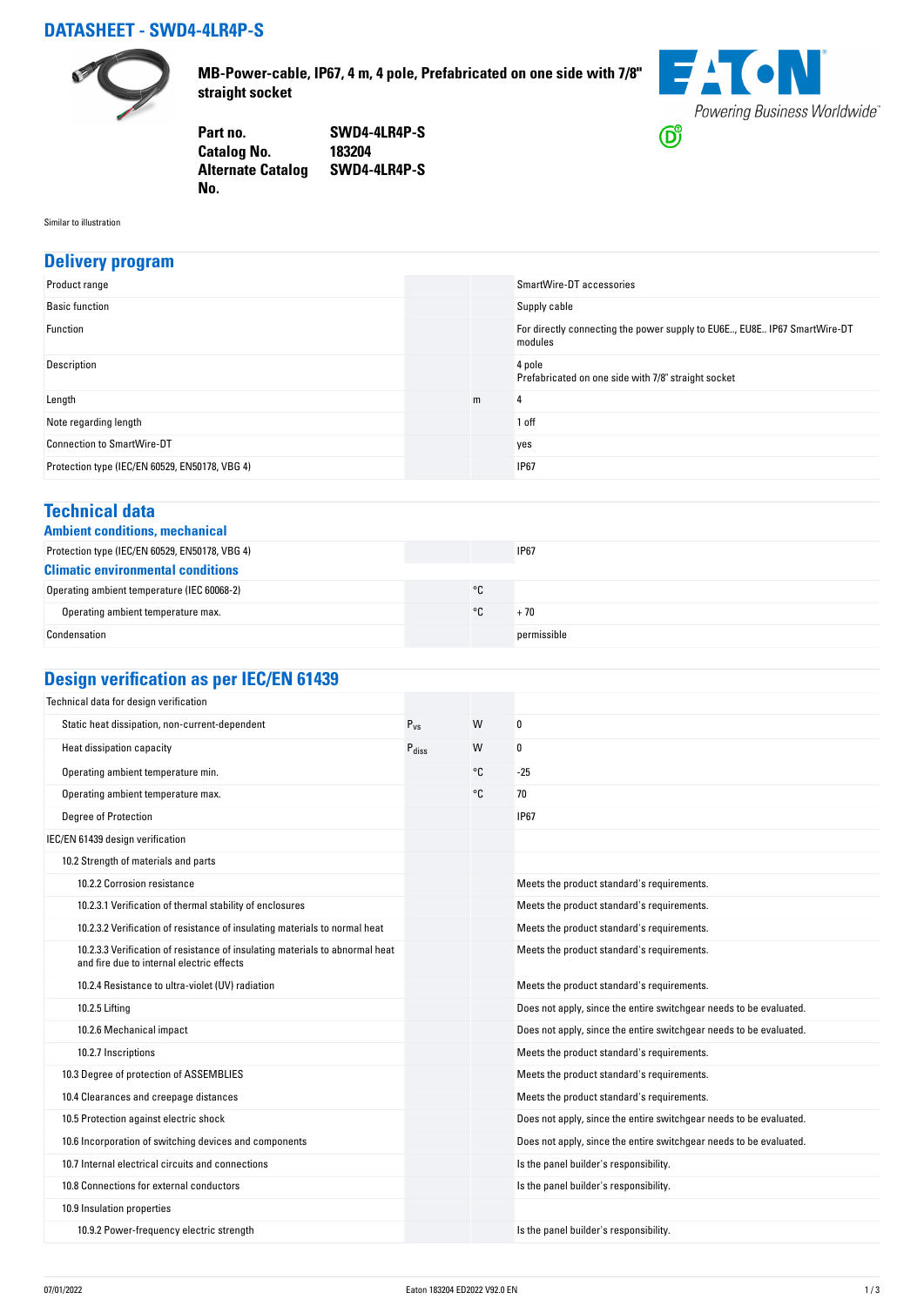# DATASHEET - SWD4-4LR4P-S

**MB-Power-cable, IP67, 4 m, 4 pole, Prefabricated on one side with 7/8" straight socket**

| | |
|---|---|
| **Part no.** | **SWD4-4LR4P-S** |
| **Catalog No.** | **183204** |
| **Alternate Catalog No.** | **SWD4-4LR4P-S** |

Similar to illustration

## Delivery program

| | | | |
|---|---|---|---|
| Product range | | | SmartWire-DT accessories |
| Basic function | | | Supply cable |
| Function | | | For directly connecting the power supply to EU6E.., EU8E.. IP67 SmartWire-DT modules |
| Description | | | 4 pole<br>Prefabricated on one side with 7/8" straight socket |
| Length | | m | 4 |
| Note regarding length | | | 1 off |
| Connection to SmartWire-DT | | | yes |
| Protection type (IEC/EN 60529, EN50178, VBG 4) | | | IP67 |

## Technical data

### Ambient conditions, mechanical

| | | | |
|---|---|---|---|
| Protection type (IEC/EN 60529, EN50178, VBG 4) | | | IP67 |

### Climatic environmental conditions

| | | | |
|---|---|---|---|
| Operating ambient temperature (IEC 60068-2) | | °C | |
| Operating ambient temperature max. | | °C | + 70 |
| Condensation | | | permissible |

## Design verification as per IEC/EN 61439

| | | | |
|---|---|---|---|
| Technical data for design verification | | | |
| Static heat dissipation, non-current-dependent | $P_{vs}$ | W | 0 |
| Heat dissipation capacity | $P_{diss}$ | W | 0 |
| Operating ambient temperature min. | | °C | -25 |
| Operating ambient temperature max. | | °C | 70 |
| Degree of Protection | | | IP67 |
| IEC/EN 61439 design verification | | | |
| 10.2 Strength of materials and parts | | | |
| 10.2.2 Corrosion resistance | | | Meets the product standard's requirements. |
| 10.2.3.1 Verification of thermal stability of enclosures | | | Meets the product standard's requirements. |
| 10.2.3.2 Verification of resistance of insulating materials to normal heat | | | Meets the product standard's requirements. |
| 10.2.3.3 Verification of resistance of insulating materials to abnormal heat and fire due to internal electric effects | | | Meets the product standard's requirements. |
| 10.2.4 Resistance to ultra-violet (UV) radiation | | | Meets the product standard's requirements. |
| 10.2.5 Lifting | | | Does not apply, since the entire switchgear needs to be evaluated. |
| 10.2.6 Mechanical impact | | | Does not apply, since the entire switchgear needs to be evaluated. |
| 10.2.7 Inscriptions | | | Meets the product standard's requirements. |
| 10.3 Degree of protection of ASSEMBLIES | | | Meets the product standard's requirements. |
| 10.4 Clearances and creepage distances | | | Meets the product standard's requirements. |
| 10.5 Protection against electric shock | | | Does not apply, since the entire switchgear needs to be evaluated. |
| 10.6 Incorporation of switching devices and components | | | Does not apply, since the entire switchgear needs to be evaluated. |
| 10.7 Internal electrical circuits and connections | | | Is the panel builder's responsibility. |
| 10.8 Connections for external conductors | | | Is the panel builder's responsibility. |
| 10.9 Insulation properties | | | |
| 10.9.2 Power-frequency electric strength | | | Is the panel builder's responsibility. |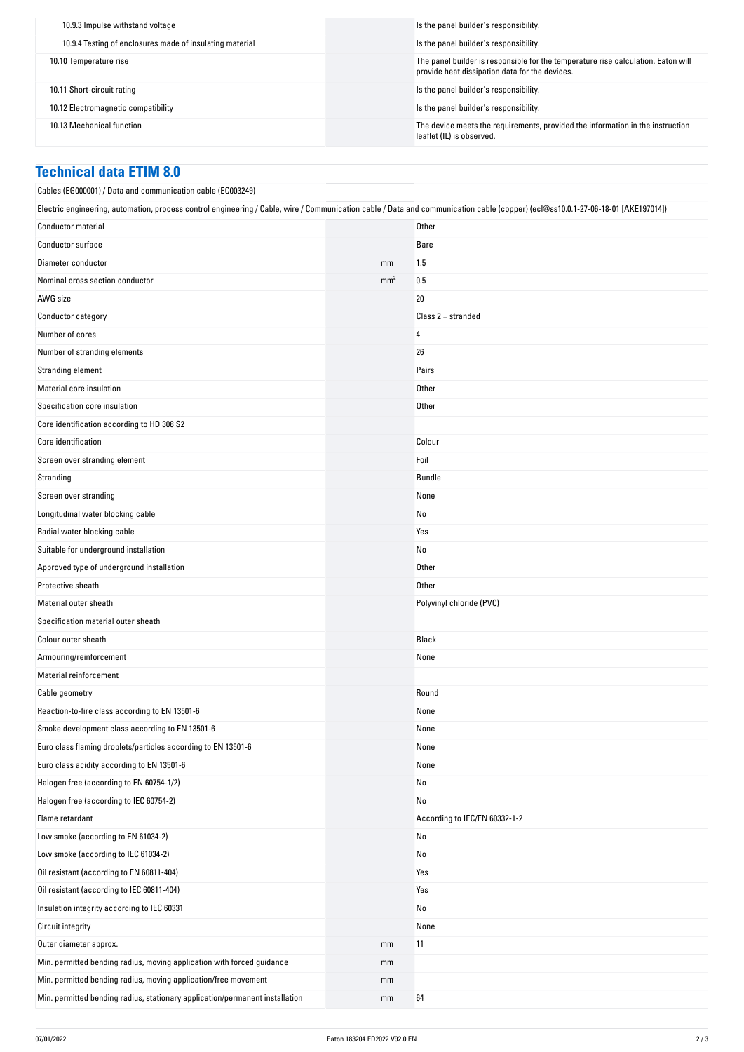| | | |
|---|---|---|
| 10.9.3 Impulse withstand voltage | | Is the panel builder's responsibility. |
| 10.9.4 Testing of enclosures made of insulating material | | Is the panel builder's responsibility. |
| 10.10 Temperature rise | | The panel builder is responsible for the temperature rise calculation. Eaton will provide heat dissipation data for the devices. |
| 10.11 Short-circuit rating | | Is the panel builder's responsibility. |
| 10.12 Electromagnetic compatibility | | Is the panel builder's responsibility. |
| 10.13 Mechanical function | | The device meets the requirements, provided the information in the instruction leaflet (IL) is observed. |

## Technical data ETIM 8.0

Cables (EG000001) / Data and communication cable (EC003249)

Electric engineering, automation, process control engineering / Cable, wire / Communication cable / Data and communication cable (copper) (ecl@ss10.0.1-27-06-18-01 [AKE197014])

| | | |
|---|---|---|
| Conductor material | | Other |
| Conductor surface | | Bare |
| Diameter conductor | mm | 1.5 |
| Nominal cross section conductor | mm² | 0.5 |
| AWG size | | 20 |
| Conductor category | | Class 2 = stranded |
| Number of cores | | 4 |
| Number of stranding elements | | 26 |
| Stranding element | | Pairs |
| Material core insulation | | Other |
| Specification core insulation | | Other |
| Core identification according to HD 308 S2 | | |
| Core identification | | Colour |
| Screen over stranding element | | Foil |
| Stranding | | Bundle |
| Screen over stranding | | None |
| Longitudinal water blocking cable | | No |
| Radial water blocking cable | | Yes |
| Suitable for underground installation | | No |
| Approved type of underground installation | | Other |
| Protective sheath | | Other |
| Material outer sheath | | Polyvinyl chloride (PVC) |
| Specification material outer sheath | | |
| Colour outer sheath | | Black |
| Armouring/reinforcement | | None |
| Material reinforcement | | |
| Cable geometry | | Round |
| Reaction-to-fire class according to EN 13501-6 | | None |
| Smoke development class according to EN 13501-6 | | None |
| Euro class flaming droplets/particles according to EN 13501-6 | | None |
| Euro class acidity according to EN 13501-6 | | None |
| Halogen free (according to EN 60754-1/2) | | No |
| Halogen free (according to IEC 60754-2) | | No |
| Flame retardant | | According to IEC/EN 60332-1-2 |
| Low smoke (according to EN 61034-2) | | No |
| Low smoke (according to IEC 61034-2) | | No |
| Oil resistant (according to EN 60811-404) | | Yes |
| Oil resistant (according to IEC 60811-404) | | Yes |
| Insulation integrity according to IEC 60331 | | No |
| Circuit integrity | | None |
| Outer diameter approx. | mm | 11 |
| Min. permitted bending radius, moving application with forced guidance | mm | |
| Min. permitted bending radius, moving application/free movement | mm | |
| Min. permitted bending radius, stationary application/permanent installation | mm | 64 |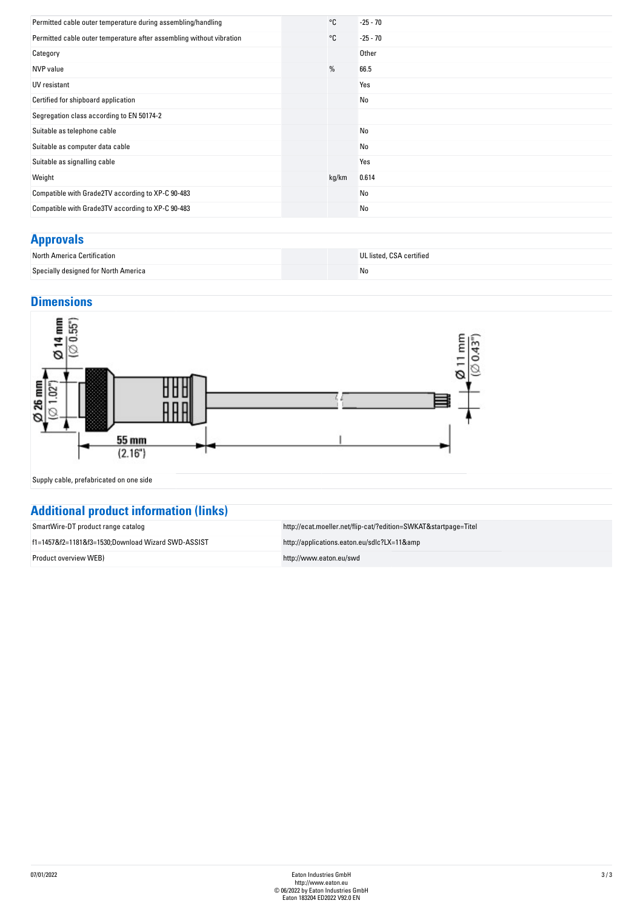| | | |
|---|---|---|
| Permitted cable outer temperature during assembling/handling | °C | -25 - 70 |
| Permitted cable outer temperature after assembling without vibration | °C | -25 - 70 |
| Category | | Other |
| NVP value | % | 66.5 |
| UV resistant | | Yes |
| Certified for shipboard application | | No |
| Segregation class according to EN 50174-2 | | |
| Suitable as telephone cable | | No |
| Suitable as computer data cable | | No |
| Suitable as signalling cable | | Yes |
| Weight | kg/km | 0.614 |
| Compatible with Grade2TV according to XP-C 90-483 | | No |
| Compatible with Grade3TV according to XP-C 90-483 | | No |

## Approvals

| | | |
|---|---|---|
| North America Certification | | UL listed, CSA certified |
| Specially designed for North America | | No |

## Dimensions

Ø 14 mm
(Ø 0.55")
Ø 26 mm
(Ø 1.02")
55 mm
(2.16")
l
Ø 11 mm
(Ø 0.43")

Supply cable, prefabricated on one side

## Additional product information (links)

| | |
|---|---|
| SmartWire-DT product range catalog | http://ecat.moeller.net/flip-cat/?edition=SWKAT&startpage=Titel |
| f1=1457&f2=1181&f3=1530;Download Wizard SWD-ASSIST | http://applications.eaton.eu/sdlc?LX=11&amp |
| Product overview WEB) | http://www.eaton.eu/swd |